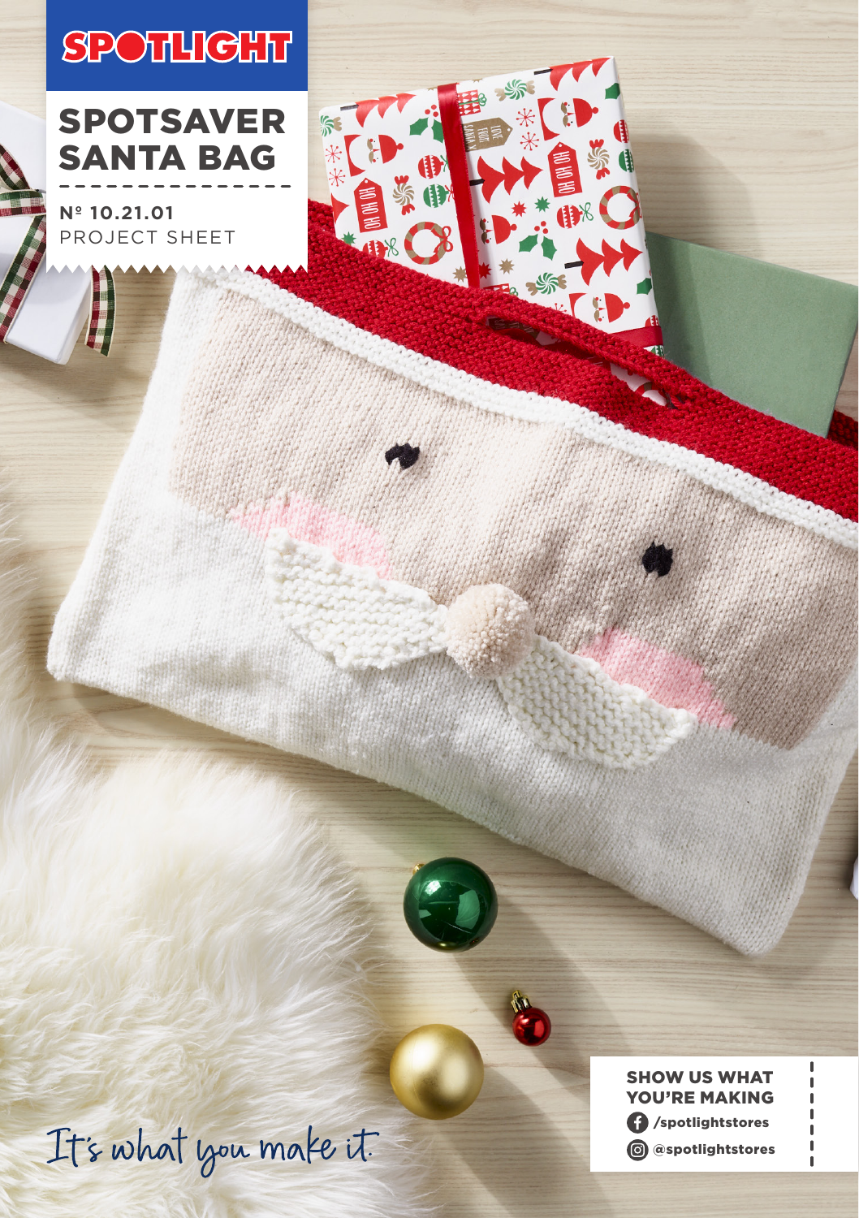**SPOTLIGHT**

# SPOTSAVER SANTA BAG

**Nº 10.21.01**
PROJECT SHEET

*It's what you make it.*

**SHOW US WHAT YOU'RE MAKING**

/spotlightstores

@spotlightstores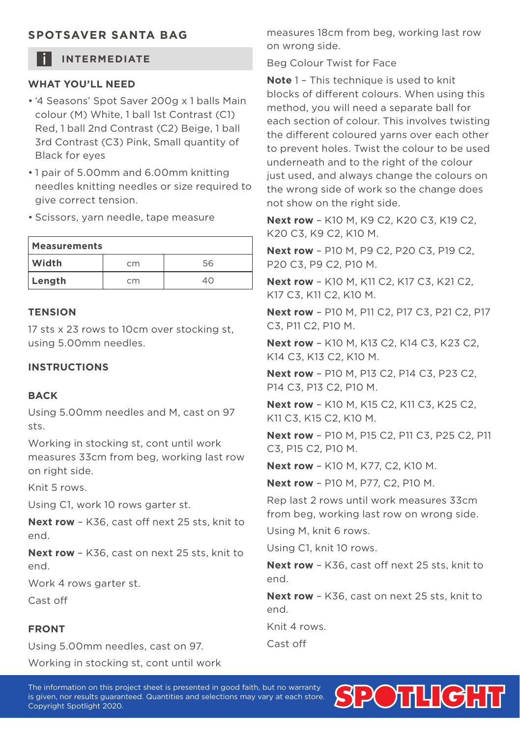## SPOTSAVER SANTA BAG

### INTERMEDIATE

### WHAT YOU'LL NEED

- '4 Seasons' Spot Saver 200g x 1 balls Main colour (M) White, 1 ball 1st Contrast (C1) Red, 1 ball 2nd Contrast (C2) Beige, 1 ball 3rd Contrast (C3) Pink, Small quantity of Black for eyes
- 1 pair of 5.00mm and 6.00mm knitting needles knitting needles or size required to give correct tension.
- Scissors, yarn needle, tape measure

| Measurements | | |
|---|---|---|
| **Width** | cm | 56 |
| **Length** | cm | 40 |

### TENSION

17 sts x 23 rows to 10cm over stocking st, using 5.00mm needles.

### INSTRUCTIONS

#### BACK

Using 5.00mm needles and M, cast on 97 sts.

Working in stocking st, cont until work measures 33cm from beg, working last row on right side.

Knit 5 rows.

Using C1, work 10 rows garter st.

**Next row** – K36, cast off next 25 sts, knit to end.

**Next row** – K36, cast on next 25 sts, knit to end.

Work 4 rows garter st.

Cast off

#### FRONT

Using 5.00mm needles, cast on 97.

Working in stocking st, cont until work measures 18cm from beg, working last row on wrong side.

Beg Colour Twist for Face

**Note** 1 – This technique is used to knit blocks of different colours. When using this method, you will need a separate ball for each section of colour. This involves twisting the different coloured yarns over each other to prevent holes. Twist the colour to be used underneath and to the right of the colour just used, and always change the colours on the wrong side of work so the change does not show on the right side.

**Next row** – K10 M, K9 C2, K20 C3, K19 C2, K20 C3, K9 C2, K10 M.

**Next row** – P10 M, P9 C2, P20 C3, P19 C2, P20 C3, P9 C2, P10 M.

**Next row** – K10 M, K11 C2, K17 C3, K21 C2, K17 C3, K11 C2, K10 M.

**Next row** – P10 M, P11 C2, P17 C3, P21 C2, P17 C3, P11 C2, P10 M.

**Next row** – K10 M, K13 C2, K14 C3, K23 C2, K14 C3, K13 C2, K10 M.

**Next row** – P10 M, P13 C2, P14 C3, P23 C2, P14 C3, P13 C2, P10 M.

**Next row** – K10 M, K15 C2, K11 C3, K25 C2, K11 C3, K15 C2, K10 M.

**Next row** – P10 M, P15 C2, P11 C3, P25 C2, P11 C3, P15 C2, P10 M.

**Next row** – K10 M, K77, C2, K10 M.

**Next row** – P10 M, P77, C2, P10 M.

Rep last 2 rows until work measures 33cm from beg, working last row on wrong side.

Using M, knit 6 rows.

Using C1, knit 10 rows.

**Next row** – K36, cast off next 25 sts, knit to end.

**Next row** – K36, cast on next 25 sts, knit to end.

Knit 4 rows.

Cast off

The information on this project sheet is presented in good faith, but no warranty is given, nor results guaranteed. Quantities and selections may vary at each store. Copyright Spotlight 2020.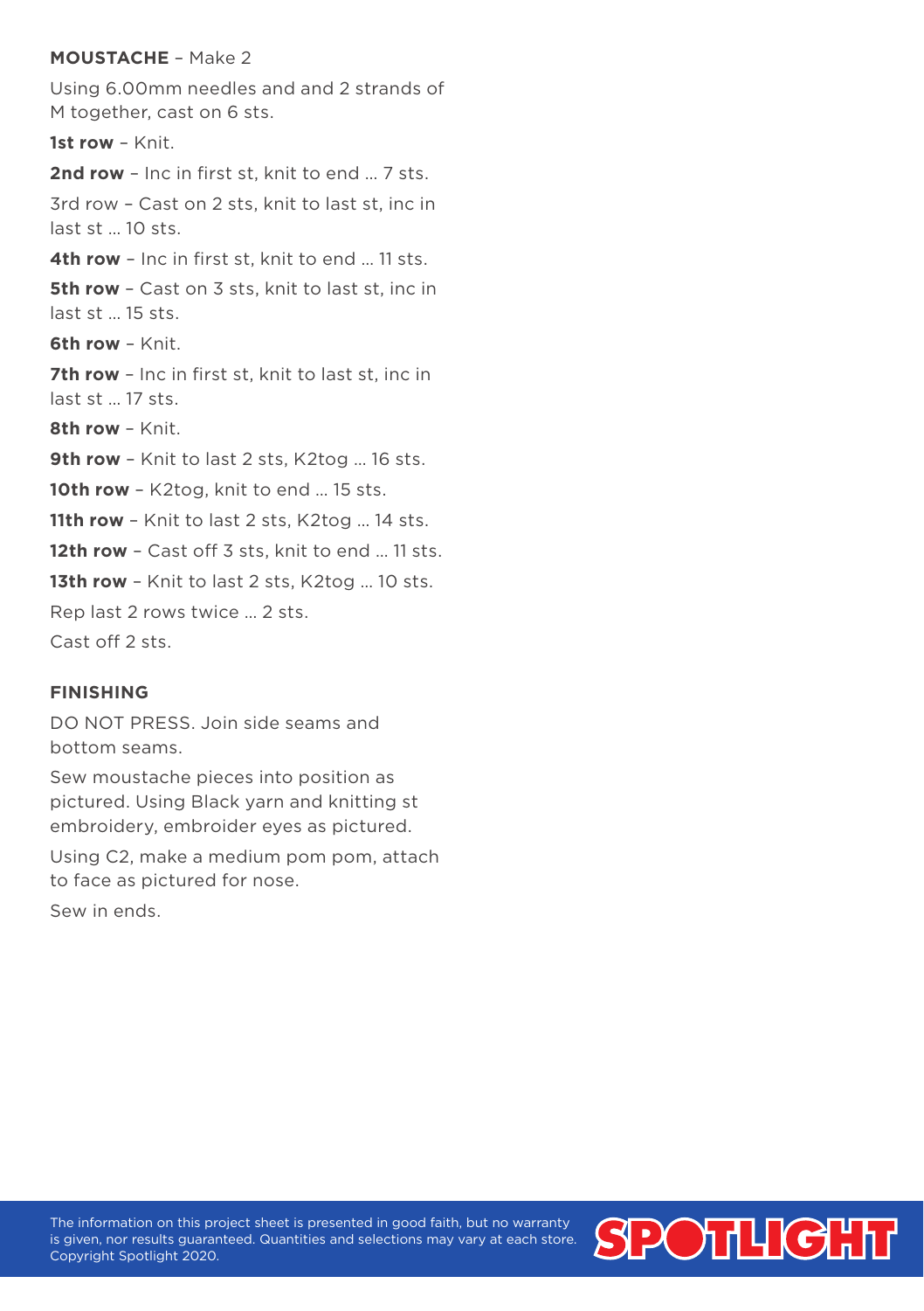**MOUSTACHE** – Make 2

Using 6.00mm needles and and 2 strands of M together, cast on 6 sts.

**1st row** – Knit.

**2nd row** – Inc in first st, knit to end ... 7 sts.

3rd row – Cast on 2 sts, knit to last st, inc in last st ... 10 sts.

**4th row** – Inc in first st, knit to end ... 11 sts.

**5th row** – Cast on 3 sts, knit to last st, inc in last st ... 15 sts.

**6th row** – Knit.

**7th row** – Inc in first st, knit to last st, inc in last st ... 17 sts.

**8th row** – Knit.

**9th row** – Knit to last 2 sts, K2tog ... 16 sts.

**10th row** – K2tog, knit to end ... 15 sts.

**11th row** – Knit to last 2 sts, K2tog ... 14 sts.

**12th row** – Cast off 3 sts, knit to end ... 11 sts.

**13th row** – Knit to last 2 sts, K2tog ... 10 sts.

Rep last 2 rows twice ... 2 sts.

Cast off 2 sts.

**FINISHING**

DO NOT PRESS. Join side seams and bottom seams.

Sew moustache pieces into position as pictured. Using Black yarn and knitting st embroidery, embroider eyes as pictured.

Using C2, make a medium pom pom, attach to face as pictured for nose.

Sew in ends.

The information on this project sheet is presented in good faith, but no warranty is given, nor results guaranteed. Quantities and selections may vary at each store. Copyright Spotlight 2020.

SPOTLIGHT